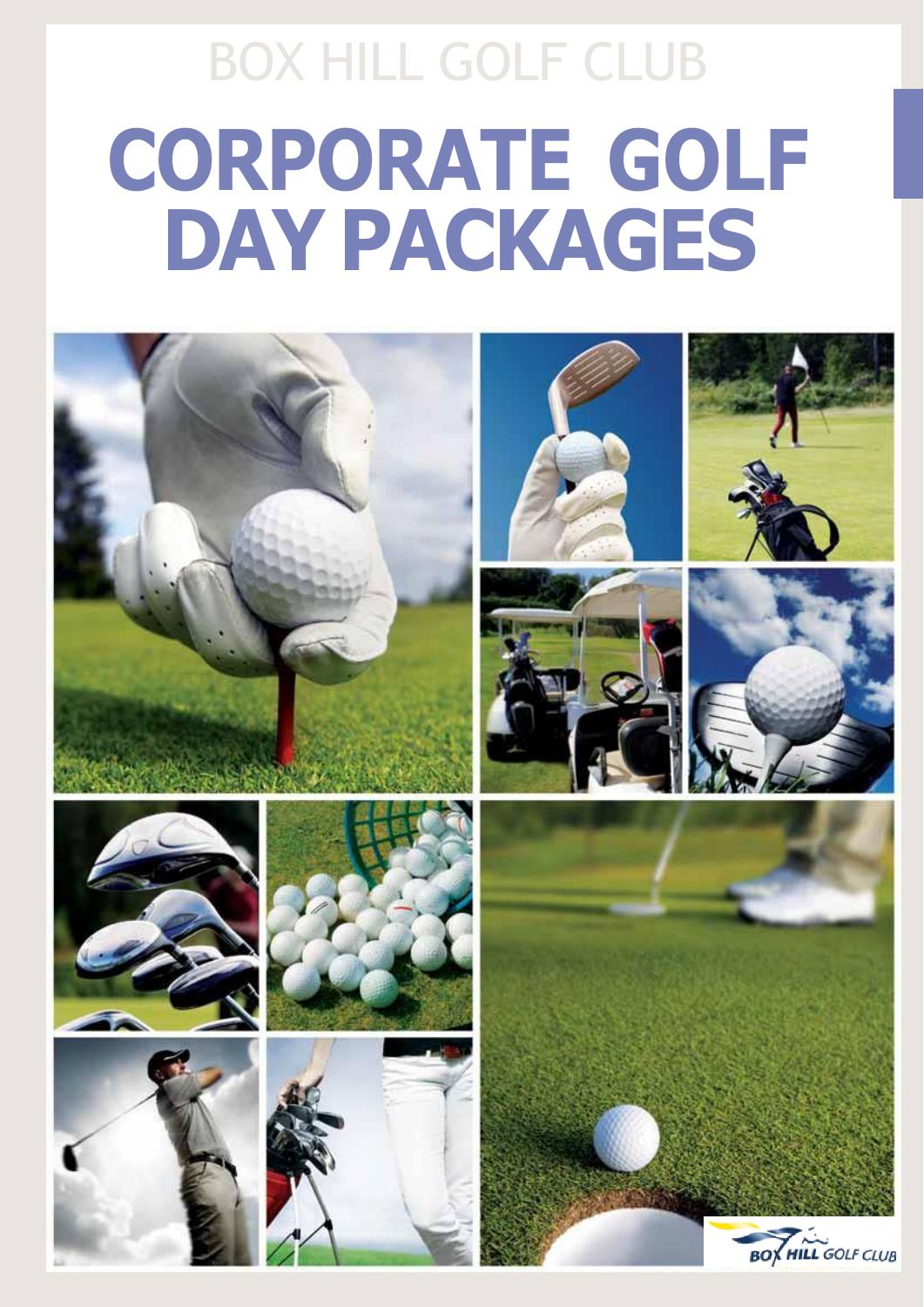BOX HILL GOLF CLUB

# CORPORATE GOLF DAY PACKAGES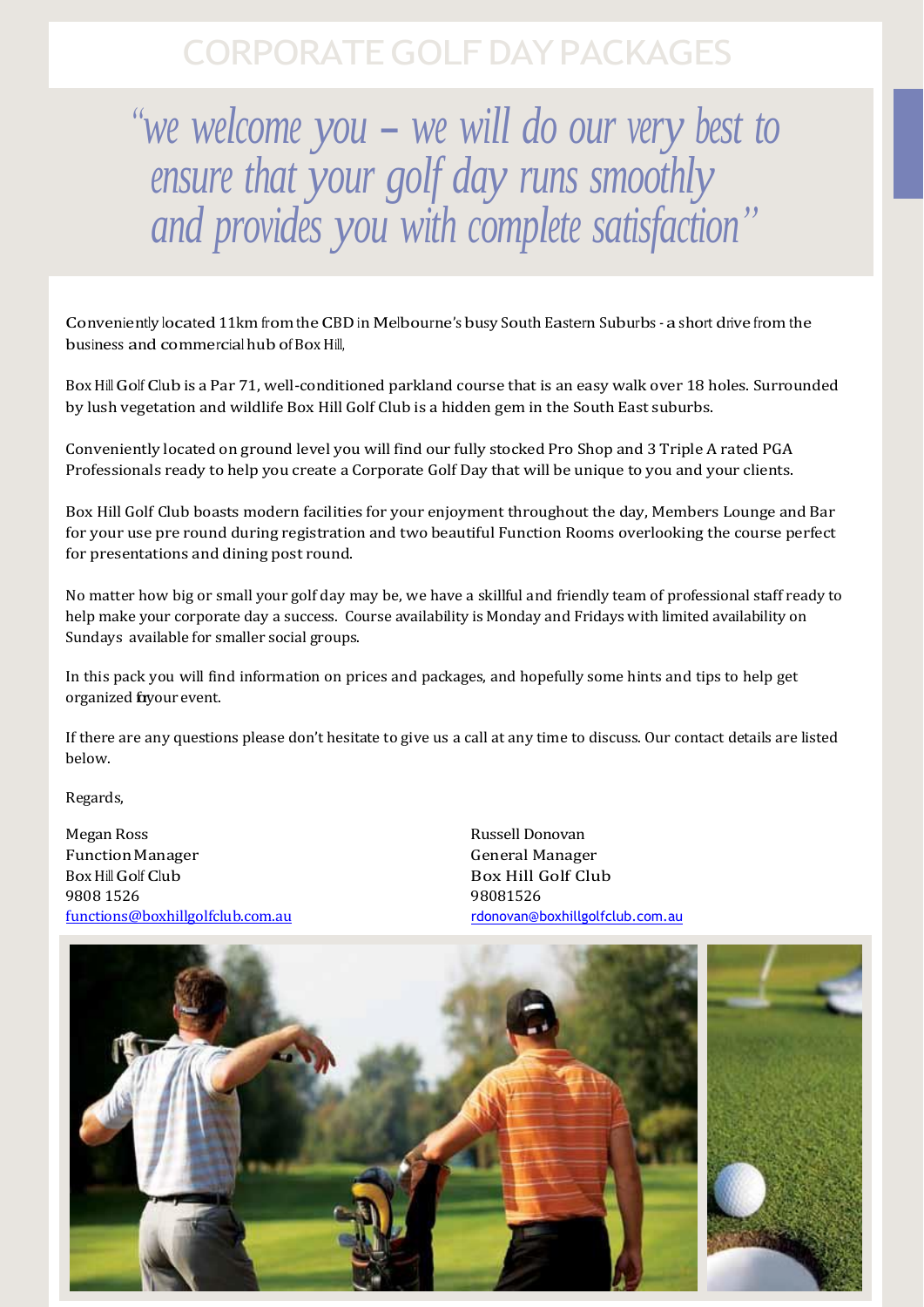# CORPORATE GOLF DAY PACKAGES

*"we welcome you – we will do our very best to ensure that your golf day runs smoothly and provides you with complete satisfaction"*

Conveniently located 11km from the CBD in Melbourne's busy South Eastern Suburbs - a short drive from the business and commercial hub of Box Hill,

Box Hill Golf Club is a Par 71, well-conditioned parkland course that is an easy walk over 18 holes. Surrounded by lush vegetation and wildlife Box Hill Golf Club is a hidden gem in the South East suburbs.

Conveniently located on ground level you will find our fully stocked Pro Shop and 3 Triple A rated PGA Professionals ready to help you create a Corporate Golf Day that will be unique to you and your clients.

Box Hill Golf Club boasts modern facilities for your enjoyment throughout the day, Members Lounge and Bar for your use pre round during registration and two beautiful Function Rooms overlooking the course perfect for presentations and dining post round.

No matter how big or small your golf day may be, we have a skillful and friendly team of professional staff ready to help make your corporate day a success. Course availability is Monday and Fridays with limited availability on Sundays available for smaller social groups.

In this pack you will find information on prices and packages, and hopefully some hints and tips to help get organized for your event.

If there are any questions please don't hesitate to give us a call at any time to discuss. Our contact details are listed below.

Regards,

Megan Ross
Function Manager
Box Hill Golf Club
9808 1526
functions@boxhillgolfclub.com.au

Russell Donovan
General Manager
Box Hill Golf Club
98081526
rdonovan@boxhillgolfclub.com.au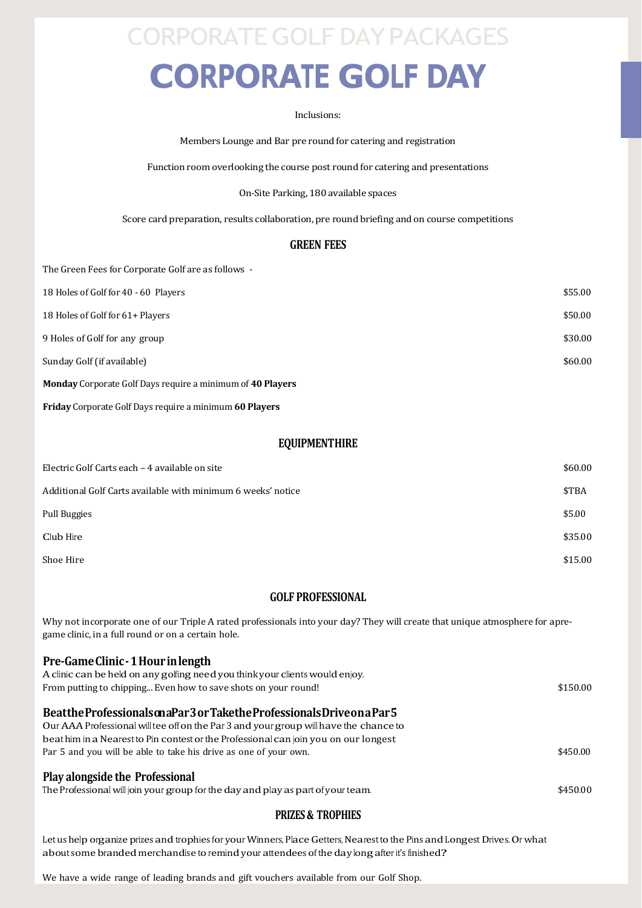# CORPORATE GOLF DAY

Inclusions:

Members Lounge and Bar pre round for catering and registration

Function room overlooking the course post round for catering and presentations

On-Site Parking, 180 available spaces

Score card preparation, results collaboration, pre round briefing and on course competitions

## GREEN FEES

The Green Fees for Corporate Golf are as follows -

| | |
|---|---|
| 18 Holes of Golf for 40 - 60 Players | $55.00 |
| 18 Holes of Golf for 61+ Players | $50.00 |
| 9 Holes of Golf for any group | $30.00 |
| Sunday Golf (if available) | $60.00 |

**Monday** Corporate Golf Days require a minimum of **40 Players**

**Friday** Corporate Golf Days require a minimum **60 Players**

## EQUIPMENT HIRE

| | |
|---|---|
| Electric Golf Carts each – 4 available on site | $60.00 |
| Additional Golf Carts available with minimum 6 weeks' notice | $TBA |
| Pull Buggies | $5.00 |
| Club Hire | $35.00 |
| Shoe Hire | $15.00 |

## GOLF PROFESSIONAL

Why not incorporate one of our Triple A rated professionals into your day? They will create that unique atmosphere for a pre-game clinic, in a full round or on a certain hole.

### Pre-Game Clinic - 1 Hour in length

A clinic can be held on any golfing need you think your clients would enjoy.
From putting to chipping... Even how to save shots on your round! — $150.00

### Beat the Professionals on a Par 3 or Take the Professionals Drive on a Par 5

Our AAA Professional will tee off on the Par 3 and your group will have the chance to beat him in a Nearest to Pin contest or the Professional can join you on our longest Par 5 and you will be able to take his drive as one of your own. — $450.00

### Play alongside the Professional

The Professional will join your group for the day and play as part of your team. — $450.00

## PRIZES & TROPHIES

Let us help organize prizes and trophies for your Winners, Place Getters, Nearest to the Pins and Longest Drives. Or what about some branded merchandise to remind your attendees of the day long after it's finished?

We have a wide range of leading brands and gift vouchers available from our Golf Shop.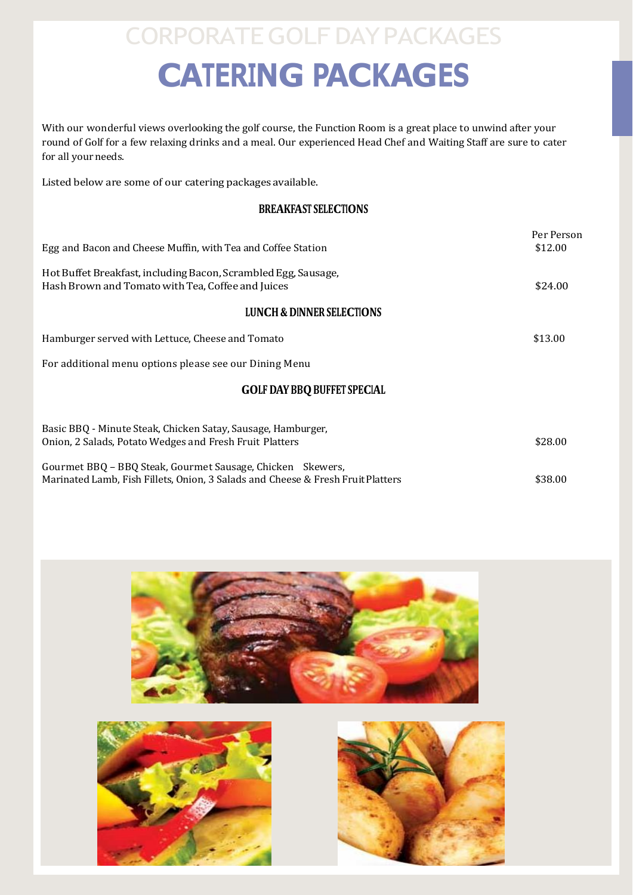# CORPORATE GOLF DAY PACKAGES

# CATERING PACKAGES

With our wonderful views overlooking the golf course, the Function Room is a great place to unwind after your round of Golf for a few relaxing drinks and a meal. Our experienced Head Chef and Waiting Staff are sure to cater for all your needs.

Listed below are some of our catering packages available.

### BREAKFAST SELECTIONS

| | Per Person |
|---|---|
| Egg and Bacon and Cheese Muffin, with Tea and Coffee Station | $12.00 |
| Hot Buffet Breakfast, including Bacon, Scrambled Egg, Sausage, Hash Brown and Tomato with Tea, Coffee and Juices | $24.00 |

### LUNCH & DINNER SELECTIONS

| | |
|---|---|
| Hamburger served with Lettuce, Cheese and Tomato | $13.00 |

For additional menu options please see our Dining Menu

### GOLF DAY BBQ BUFFET SPECIAL

| | |
|---|---|
| Basic BBQ - Minute Steak, Chicken Satay, Sausage, Hamburger, Onion, 2 Salads, Potato Wedges and Fresh Fruit Platters | $28.00 |
| Gourmet BBQ – BBQ Steak, Gourmet Sausage, Chicken Skewers, Marinated Lamb, Fish Fillets, Onion, 3 Salads and Cheese & Fresh Fruit Platters | $38.00 |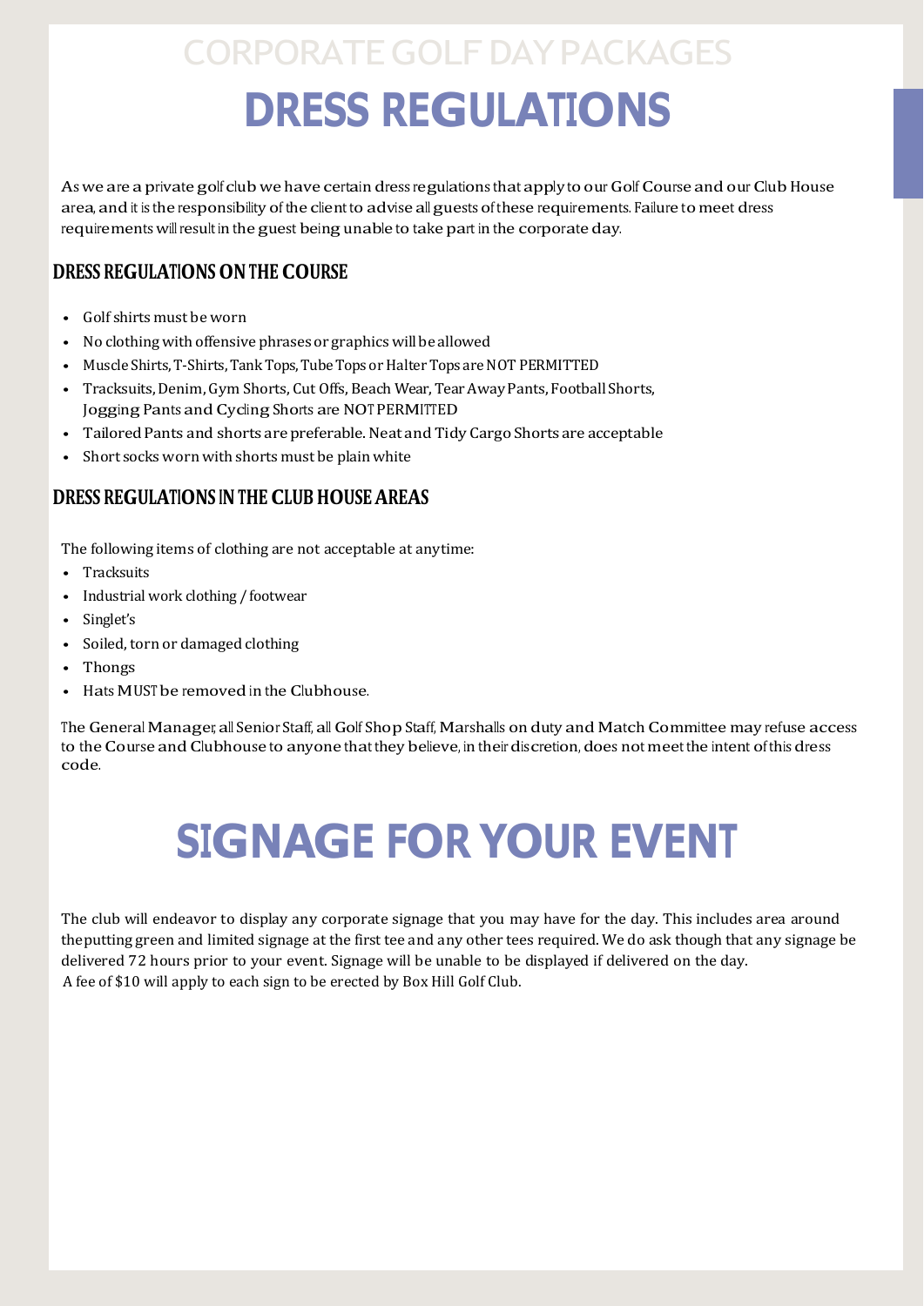# CORPORATE GOLF DAY PACKAGES

# DRESS REGULATIONS

As we are a private golf club we have certain dress regulations that apply to our Golf Course and our Club House area, and it is the responsibility of the client to advise all guests of these requirements. Failure to meet dress requirements will result in the guest being unable to take part in the corporate day.

## DRESS REGULATIONS ON THE COURSE

- Golf shirts must be worn
- No clothing with offensive phrases or graphics will be allowed
- Muscle Shirts, T-Shirts, Tank Tops, Tube Tops or Halter Tops are NOT PERMITTED
- Tracksuits, Denim, Gym Shorts, Cut Offs, Beach Wear, Tear Away Pants, Football Shorts, Jogging Pants and Cycling Shorts are NOT PERMITTED
- Tailored Pants and shorts are preferable. Neat and Tidy Cargo Shorts are acceptable
- Short socks worn with shorts must be plain white

## DRESS REGULATIONS IN THE CLUB HOUSE AREAS

The following items of clothing are not acceptable at anytime:

- Tracksuits
- Industrial work clothing / footwear
- Singlet's
- Soiled, torn or damaged clothing
- Thongs
- Hats MUST be removed in the Clubhouse.

The General Manager, all Senior Staff, all Golf Shop Staff, Marshalls on duty and Match Committee may refuse access to the Course and Clubhouse to anyone that they believe, in their discretion, does not meet the intent of this dress code.

# SIGNAGE FOR YOUR EVENT

The club will endeavor to display any corporate signage that you may have for the day. This includes area around the putting green and limited signage at the first tee and any other tees required. We do ask though that any signage be delivered 72 hours prior to your event. Signage will be unable to be displayed if delivered on the day.
A fee of $10 will apply to each sign to be erected by Box Hill Golf Club.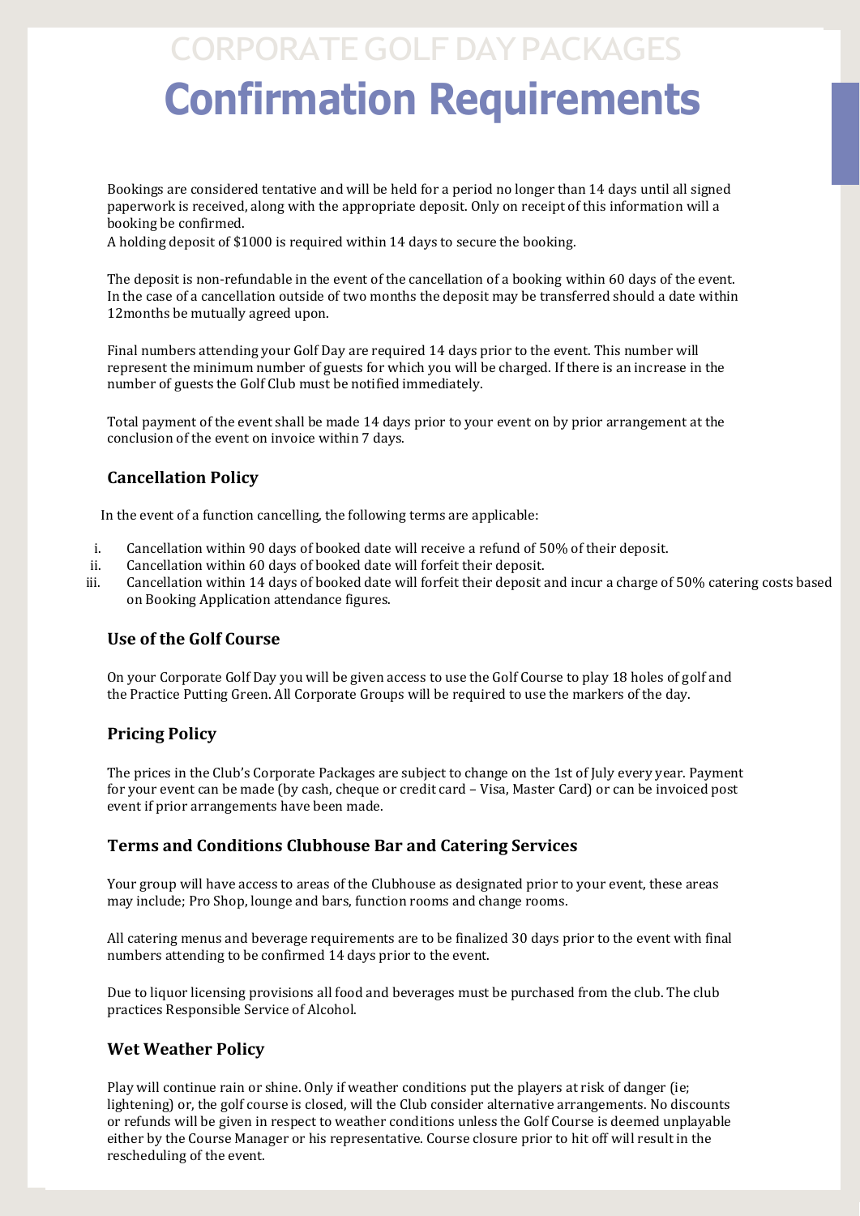CORPORATE GOLF DAY PACKAGES

# Confirmation Requirements

Bookings are considered tentative and will be held for a period no longer than 14 days until all signed paperwork is received, along with the appropriate deposit. Only on receipt of this information will a booking be confirmed.
A holding deposit of $1000 is required within 14 days to secure the booking.

The deposit is non-refundable in the event of the cancellation of a booking within 60 days of the event. In the case of a cancellation outside of two months the deposit may be transferred should a date within 12months be mutually agreed upon.

Final numbers attending your Golf Day are required 14 days prior to the event. This number will represent the minimum number of guests for which you will be charged. If there is an increase in the number of guests the Golf Club must be notified immediately.

Total payment of the event shall be made 14 days prior to your event on by prior arrangement at the conclusion of the event on invoice within 7 days.

## Cancellation Policy

In the event of a function cancelling, the following terms are applicable:

i. Cancellation within 90 days of booked date will receive a refund of 50% of their deposit.
ii. Cancellation within 60 days of booked date will forfeit their deposit.
iii. Cancellation within 14 days of booked date will forfeit their deposit and incur a charge of 50% catering costs based on Booking Application attendance figures.

## Use of the Golf Course

On your Corporate Golf Day you will be given access to use the Golf Course to play 18 holes of golf and the Practice Putting Green. All Corporate Groups will be required to use the markers of the day.

## Pricing Policy

The prices in the Club's Corporate Packages are subject to change on the 1st of July every year. Payment for your event can be made (by cash, cheque or credit card – Visa, Master Card) or can be invoiced post event if prior arrangements have been made.

## Terms and Conditions Clubhouse Bar and Catering Services

Your group will have access to areas of the Clubhouse as designated prior to your event, these areas may include; Pro Shop, lounge and bars, function rooms and change rooms.

All catering menus and beverage requirements are to be finalized 30 days prior to the event with final numbers attending to be confirmed 14 days prior to the event.

Due to liquor licensing provisions all food and beverages must be purchased from the club. The club practices Responsible Service of Alcohol.

## Wet Weather Policy

Play will continue rain or shine. Only if weather conditions put the players at risk of danger (ie; lightening) or, the golf course is closed, will the Club consider alternative arrangements. No discounts or refunds will be given in respect to weather conditions unless the Golf Course is deemed unplayable either by the Course Manager or his representative. Course closure prior to hit off will result in the rescheduling of the event.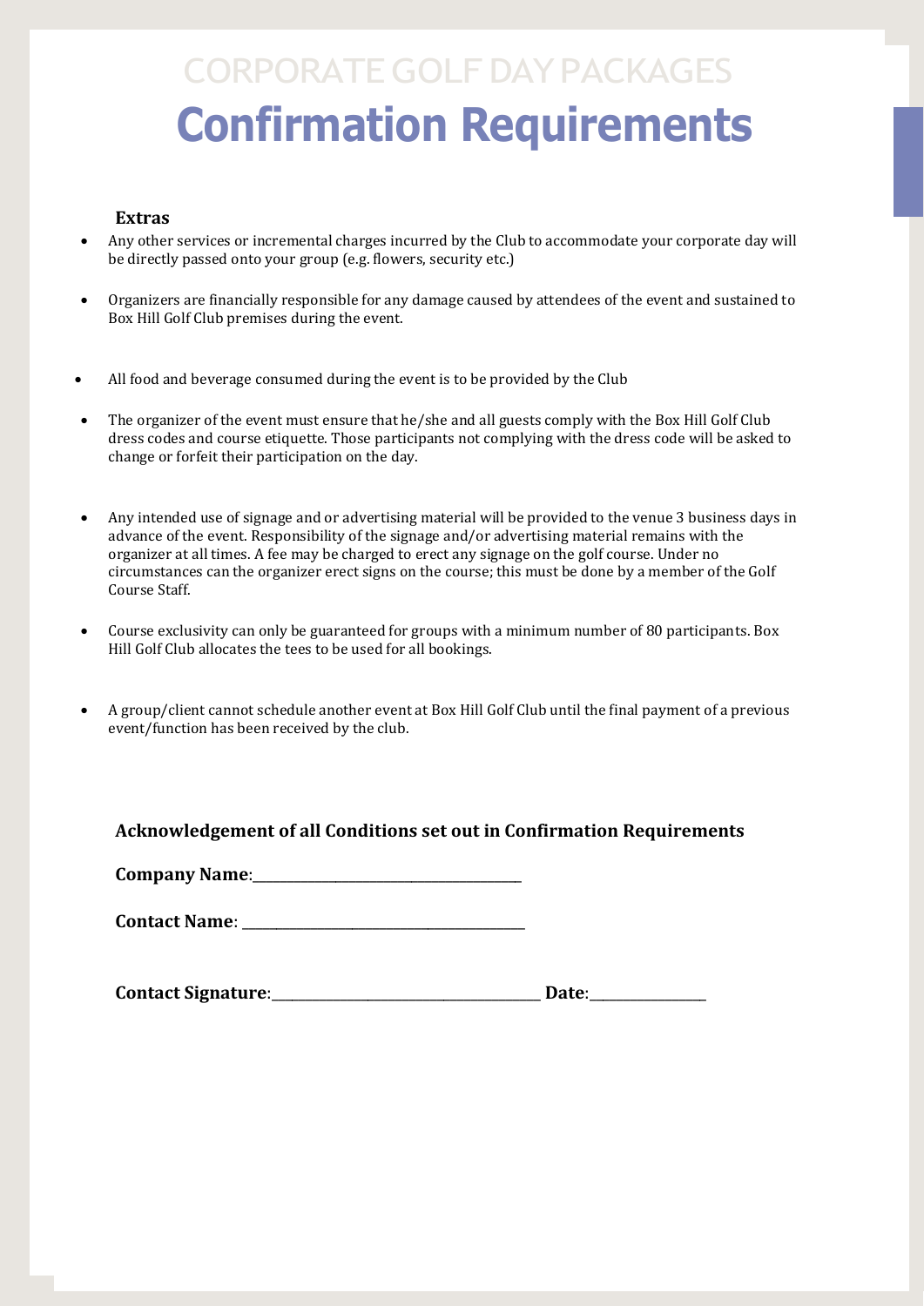# CORPORATE GOLF DAY PACKAGES

# Confirmation Requirements

### Extras

- Any other services or incremental charges incurred by the Club to accommodate your corporate day will be directly passed onto your group (e.g. flowers, security etc.)
- Organizers are financially responsible for any damage caused by attendees of the event and sustained to Box Hill Golf Club premises during the event.
- All food and beverage consumed during the event is to be provided by the Club
- The organizer of the event must ensure that he/she and all guests comply with the Box Hill Golf Club dress codes and course etiquette. Those participants not complying with the dress code will be asked to change or forfeit their participation on the day.
- Any intended use of signage and or advertising material will be provided to the venue 3 business days in advance of the event. Responsibility of the signage and/or advertising material remains with the organizer at all times. A fee may be charged to erect any signage on the golf course. Under no circumstances can the organizer erect signs on the course; this must be done by a member of the Golf Course Staff.
- Course exclusivity can only be guaranteed for groups with a minimum number of 80 participants. Box Hill Golf Club allocates the tees to be used for all bookings.
- A group/client cannot schedule another event at Box Hill Golf Club until the final payment of a previous event/function has been received by the club.

**Acknowledgement of all Conditions set out in Confirmation Requirements**

**Company Name**:______________________________________

**Contact Name**: ______________________________________

**Contact Signature**:______________________________________ **Date**:_______________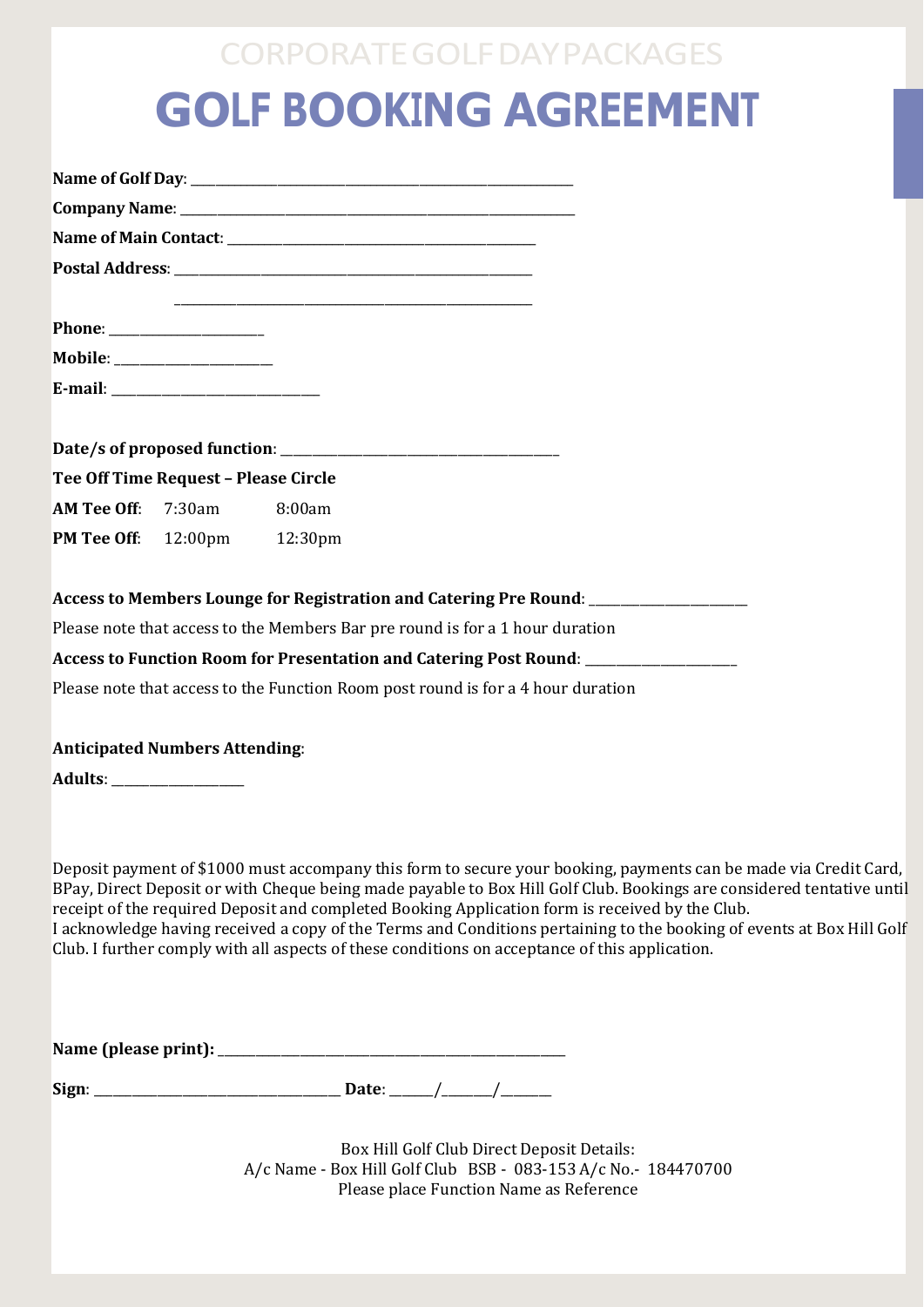CORPORATE GOLF DAY PACKAGES

# GOLF BOOKING AGREEMENT

**Name of Golf Day**: ____________________________________________________

**Company Name**: ____________________________________________________

**Name of Main Contact**: ________________________________________

**Postal Address**: ________________________________________________

________________________________________________

**Phone**: ____________________

**Mobile**: _____________________

**E-mail**: ___________________________

**Date/s of proposed function**: ______________________________________

**Tee Off Time Request – Please Circle**

**AM Tee Off**: 7:30am 8:00am

**PM Tee Off**: 12:00pm 12:30pm

**Access to Members Lounge for Registration and Catering Pre Round**: _____________________

Please note that access to the Members Bar pre round is for a 1 hour duration

**Access to Function Room for Presentation and Catering Post Round**: ____________________

Please note that access to the Function Room post round is for a 4 hour duration

**Anticipated Numbers Attending**:

**Adults**: _________________

Deposit payment of $1000 must accompany this form to secure your booking, payments can be made via Credit Card, BPay, Direct Deposit or with Cheque being made payable to Box Hill Golf Club. Bookings are considered tentative until receipt of the required Deposit and completed Booking Application form is received by the Club.
I acknowledge having received a copy of the Terms and Conditions pertaining to the booking of events at Box Hill Golf Club. I further comply with all aspects of these conditions on acceptance of this application.

**Name (please print):** _______________________________________________

**Sign**: _________________________________ **Date**: _____/______/______

Box Hill Golf Club Direct Deposit Details:
A/c Name - Box Hill Golf Club BSB - 083-153 A/c No.- 184470700
Please place Function Name as Reference